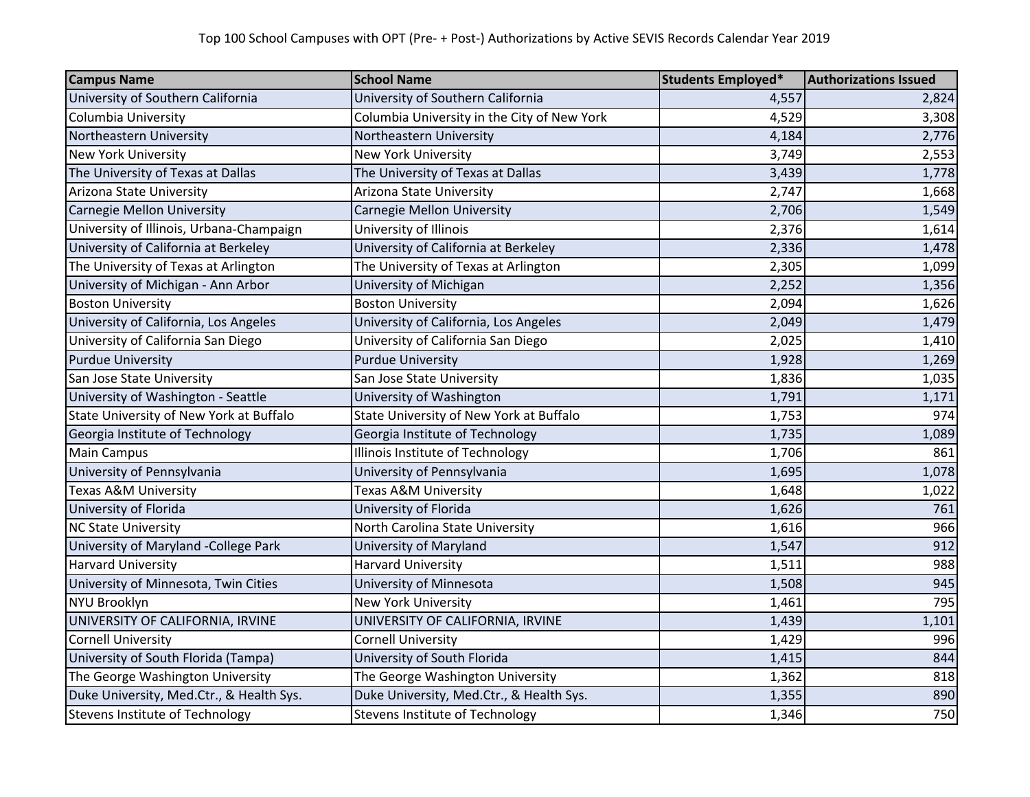Top 100 School Campuses with OPT (Pre- + Post-) Authorizations by Active SEVIS Records Calendar Year 2019

| Campus Name | School Name | Students Employed* | Authorizations Issued |
|---|---|---|---|
| University of Southern California | University of Southern California | 4,557 | 2,824 |
| Columbia University | Columbia University in the City of New York | 4,529 | 3,308 |
| Northeastern University | Northeastern University | 4,184 | 2,776 |
| New York University | New York University | 3,749 | 2,553 |
| The University of Texas at Dallas | The University of Texas at Dallas | 3,439 | 1,778 |
| Arizona State University | Arizona State University | 2,747 | 1,668 |
| Carnegie Mellon University | Carnegie Mellon University | 2,706 | 1,549 |
| University of Illinois, Urbana-Champaign | University of Illinois | 2,376 | 1,614 |
| University of California at Berkeley | University of California at Berkeley | 2,336 | 1,478 |
| The University of Texas at Arlington | The University of Texas at Arlington | 2,305 | 1,099 |
| University of Michigan - Ann Arbor | University of Michigan | 2,252 | 1,356 |
| Boston University | Boston University | 2,094 | 1,626 |
| University of California, Los Angeles | University of California, Los Angeles | 2,049 | 1,479 |
| University of California San Diego | University of California San Diego | 2,025 | 1,410 |
| Purdue University | Purdue University | 1,928 | 1,269 |
| San Jose State University | San Jose State University | 1,836 | 1,035 |
| University of Washington - Seattle | University of Washington | 1,791 | 1,171 |
| State University of New York at Buffalo | State University of New York at Buffalo | 1,753 | 974 |
| Georgia Institute of Technology | Georgia Institute of Technology | 1,735 | 1,089 |
| Main Campus | Illinois Institute of Technology | 1,706 | 861 |
| University of Pennsylvania | University of Pennsylvania | 1,695 | 1,078 |
| Texas A&M University | Texas A&M University | 1,648 | 1,022 |
| University of Florida | University of Florida | 1,626 | 761 |
| NC State University | North Carolina State University | 1,616 | 966 |
| University of Maryland -College Park | University of Maryland | 1,547 | 912 |
| Harvard University | Harvard University | 1,511 | 988 |
| University of Minnesota, Twin Cities | University of Minnesota | 1,508 | 945 |
| NYU Brooklyn | New York University | 1,461 | 795 |
| UNIVERSITY OF CALIFORNIA, IRVINE | UNIVERSITY OF CALIFORNIA, IRVINE | 1,439 | 1,101 |
| Cornell University | Cornell University | 1,429 | 996 |
| University of South Florida (Tampa) | University of South Florida | 1,415 | 844 |
| The George Washington University | The George Washington University | 1,362 | 818 |
| Duke University, Med.Ctr., & Health Sys. | Duke University, Med.Ctr., & Health Sys. | 1,355 | 890 |
| Stevens Institute of Technology | Stevens Institute of Technology | 1,346 | 750 |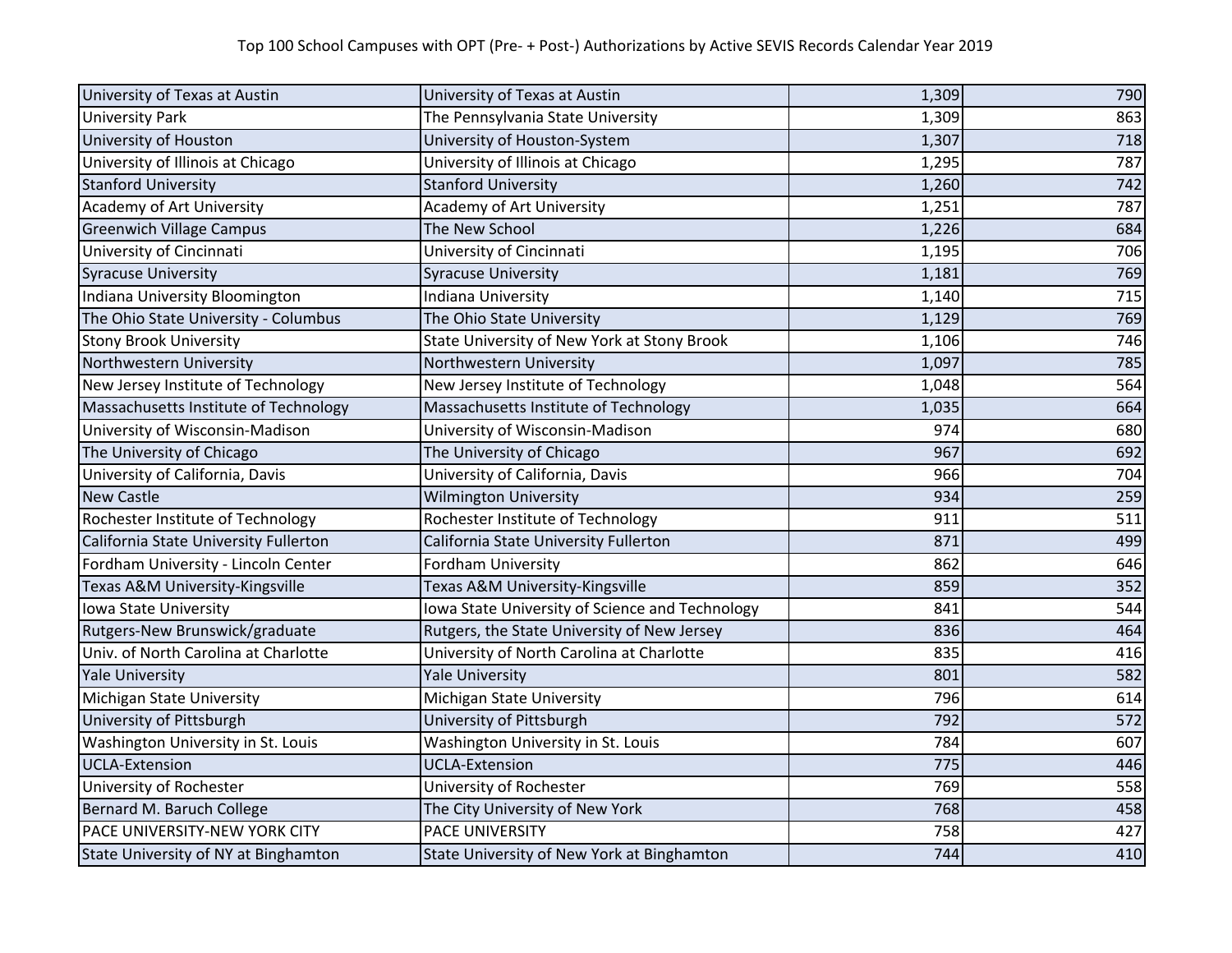| | | | |
|---|---|---|---|
| University of Texas at Austin | University of Texas at Austin | 1,309 | 790 |
| University Park | The Pennsylvania State University | 1,309 | 863 |
| University of Houston | University of Houston-System | 1,307 | 718 |
| University of Illinois at Chicago | University of Illinois at Chicago | 1,295 | 787 |
| Stanford University | Stanford University | 1,260 | 742 |
| Academy of Art University | Academy of Art University | 1,251 | 787 |
| Greenwich Village Campus | The New School | 1,226 | 684 |
| University of Cincinnati | University of Cincinnati | 1,195 | 706 |
| Syracuse University | Syracuse University | 1,181 | 769 |
| Indiana University Bloomington | Indiana University | 1,140 | 715 |
| The Ohio State University - Columbus | The Ohio State University | 1,129 | 769 |
| Stony Brook University | State University of New York at Stony Brook | 1,106 | 746 |
| Northwestern University | Northwestern University | 1,097 | 785 |
| New Jersey Institute of Technology | New Jersey Institute of Technology | 1,048 | 564 |
| Massachusetts Institute of Technology | Massachusetts Institute of Technology | 1,035 | 664 |
| University of Wisconsin-Madison | University of Wisconsin-Madison | 974 | 680 |
| The University of Chicago | The University of Chicago | 967 | 692 |
| University of California, Davis | University of California, Davis | 966 | 704 |
| New Castle | Wilmington University | 934 | 259 |
| Rochester Institute of Technology | Rochester Institute of Technology | 911 | 511 |
| California State University Fullerton | California State University Fullerton | 871 | 499 |
| Fordham University - Lincoln Center | Fordham University | 862 | 646 |
| Texas A&M University-Kingsville | Texas A&M University-Kingsville | 859 | 352 |
| Iowa State University | Iowa State University of Science and Technology | 841 | 544 |
| Rutgers-New Brunswick/graduate | Rutgers, the State University of New Jersey | 836 | 464 |
| Univ. of North Carolina at Charlotte | University of North Carolina at Charlotte | 835 | 416 |
| Yale University | Yale University | 801 | 582 |
| Michigan State University | Michigan State University | 796 | 614 |
| University of Pittsburgh | University of Pittsburgh | 792 | 572 |
| Washington University in St. Louis | Washington University in St. Louis | 784 | 607 |
| UCLA-Extension | UCLA-Extension | 775 | 446 |
| University of Rochester | University of Rochester | 769 | 558 |
| Bernard M. Baruch College | The City University of New York | 768 | 458 |
| PACE UNIVERSITY-NEW YORK CITY | PACE UNIVERSITY | 758 | 427 |
| State University of NY at Binghamton | State University of New York at Binghamton | 744 | 410 |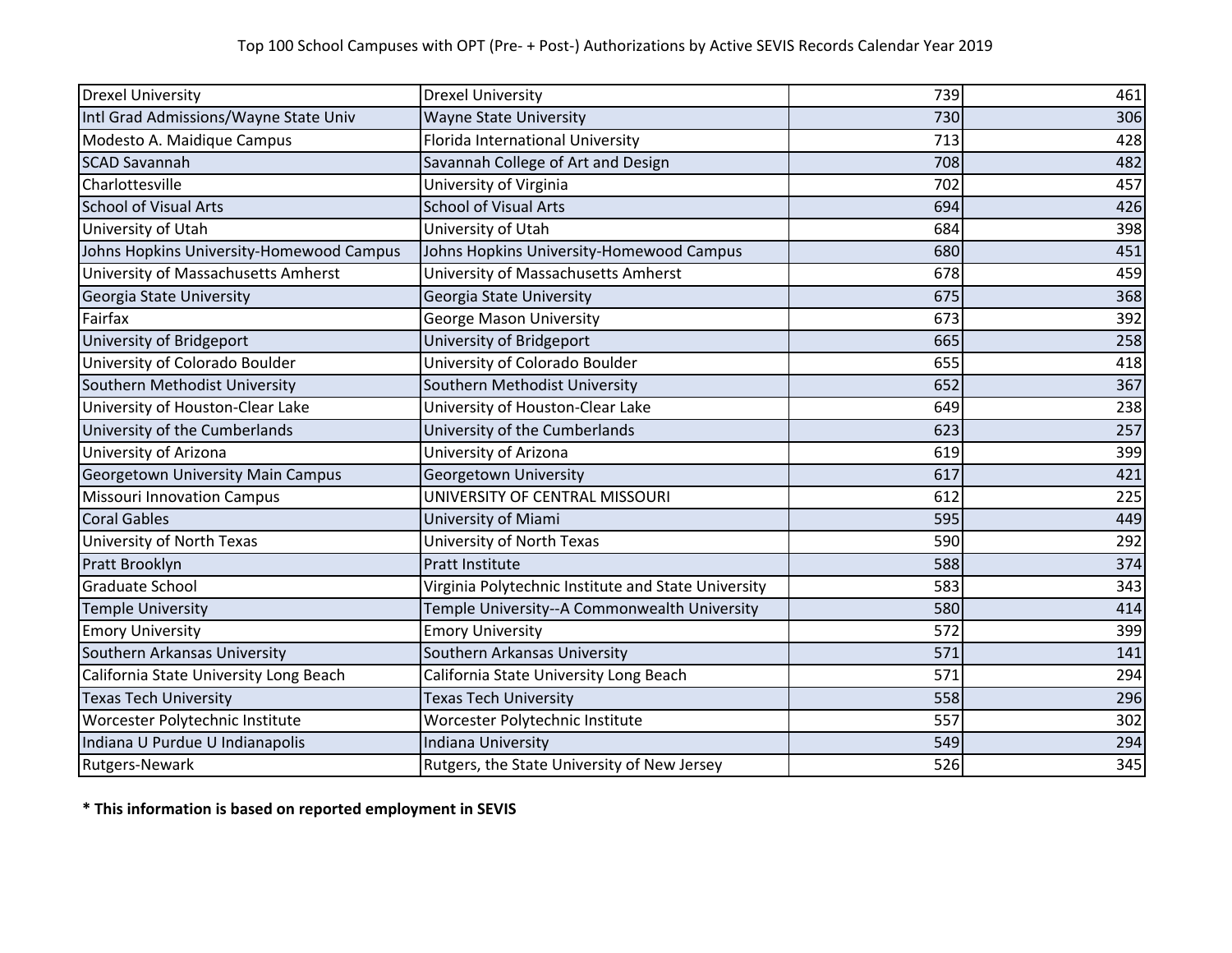Top 100 School Campuses with OPT (Pre- + Post-) Authorizations by Active SEVIS Records Calendar Year 2019

| | | | |
|---|---|---|---|
| Drexel University | Drexel University | 739 | 461 |
| Intl Grad Admissions/Wayne State Univ | Wayne State University | 730 | 306 |
| Modesto A. Maidique Campus | Florida International University | 713 | 428 |
| SCAD Savannah | Savannah College of Art and Design | 708 | 482 |
| Charlottesville | University of Virginia | 702 | 457 |
| School of Visual Arts | School of Visual Arts | 694 | 426 |
| University of Utah | University of Utah | 684 | 398 |
| Johns Hopkins University-Homewood Campus | Johns Hopkins University-Homewood Campus | 680 | 451 |
| University of Massachusetts Amherst | University of Massachusetts Amherst | 678 | 459 |
| Georgia State University | Georgia State University | 675 | 368 |
| Fairfax | George Mason University | 673 | 392 |
| University of Bridgeport | University of Bridgeport | 665 | 258 |
| University of Colorado Boulder | University of Colorado Boulder | 655 | 418 |
| Southern Methodist University | Southern Methodist University | 652 | 367 |
| University of Houston-Clear Lake | University of Houston-Clear Lake | 649 | 238 |
| University of the Cumberlands | University of the Cumberlands | 623 | 257 |
| University of Arizona | University of Arizona | 619 | 399 |
| Georgetown University Main Campus | Georgetown University | 617 | 421 |
| Missouri Innovation Campus | UNIVERSITY OF CENTRAL MISSOURI | 612 | 225 |
| Coral Gables | University of Miami | 595 | 449 |
| University of North Texas | University of North Texas | 590 | 292 |
| Pratt Brooklyn | Pratt Institute | 588 | 374 |
| Graduate School | Virginia Polytechnic Institute and State University | 583 | 343 |
| Temple University | Temple University--A Commonwealth University | 580 | 414 |
| Emory University | Emory University | 572 | 399 |
| Southern Arkansas University | Southern Arkansas University | 571 | 141 |
| California State University Long Beach | California State University Long Beach | 571 | 294 |
| Texas Tech University | Texas Tech University | 558 | 296 |
| Worcester Polytechnic Institute | Worcester Polytechnic Institute | 557 | 302 |
| Indiana U Purdue U Indianapolis | Indiana University | 549 | 294 |
| Rutgers-Newark | Rutgers, the State University of New Jersey | 526 | 345 |

**\* This information is based on reported employment in SEVIS**